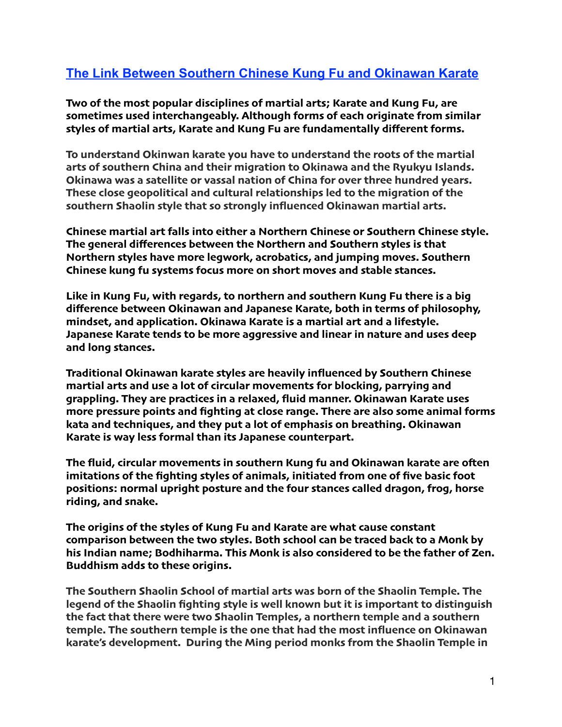## [The Link Between Southern Chinese Kung Fu and Okinawan Karate]

**Two of the most popular disciplines of martial arts; Karate and Kung Fu, are sometimes used interchangeably. Although forms of each originate from similar styles of martial arts, Karate and Kung Fu are fundamentally different forms.**

**To understand Okinwan karate you have to understand the roots of the martial arts of southern China and their migration to Okinawa and the Ryukyu Islands. Okinawa was a satellite or vassal nation of China for over three hundred years. These close geopolitical and cultural relationships led to the migration of the southern Shaolin style that so strongly influenced Okinawan martial arts.**

**Chinese martial art falls into either a Northern Chinese or Southern Chinese style. The general differences between the Northern and Southern styles is that Northern styles have more legwork, acrobatics, and jumping moves. Southern Chinese kung fu systems focus more on short moves and stable stances.**

**Like in Kung Fu, with regards, to northern and southern Kung Fu there is a big difference between Okinawan and Japanese Karate, both in terms of philosophy, mindset, and application. Okinawa Karate is a martial art and a lifestyle. Japanese Karate tends to be more aggressive and linear in nature and uses deep and long stances.**

**Traditional Okinawan karate styles are heavily influenced by Southern Chinese martial arts and use a lot of circular movements for blocking, parrying and grappling. They are practices in a relaxed, fluid manner. Okinawan Karate uses more pressure points and fighting at close range. There are also some animal forms kata and techniques, and they put a lot of emphasis on breathing. Okinawan Karate is way less formal than its Japanese counterpart.**

**The fluid, circular movements in southern Kung fu and Okinawan karate are often imitations of the fighting styles of animals, initiated from one of five basic foot positions: normal upright posture and the four stances called dragon, frog, horse riding, and snake.**

**The origins of the styles of Kung Fu and Karate are what cause constant comparison between the two styles. Both school can be traced back to a Monk by his Indian name; Bodhiharma. This Monk is also considered to be the father of Zen. Buddhism adds to these origins.**

**The Southern Shaolin School of martial arts was born of the Shaolin Temple. The legend of the Shaolin fighting style is well known but it is important to distinguish the fact that there were two Shaolin Temples, a northern temple and a southern temple. The southern temple is the one that had the most influence on Okinawan karate's development. During the Ming period monks from the Shaolin Temple in**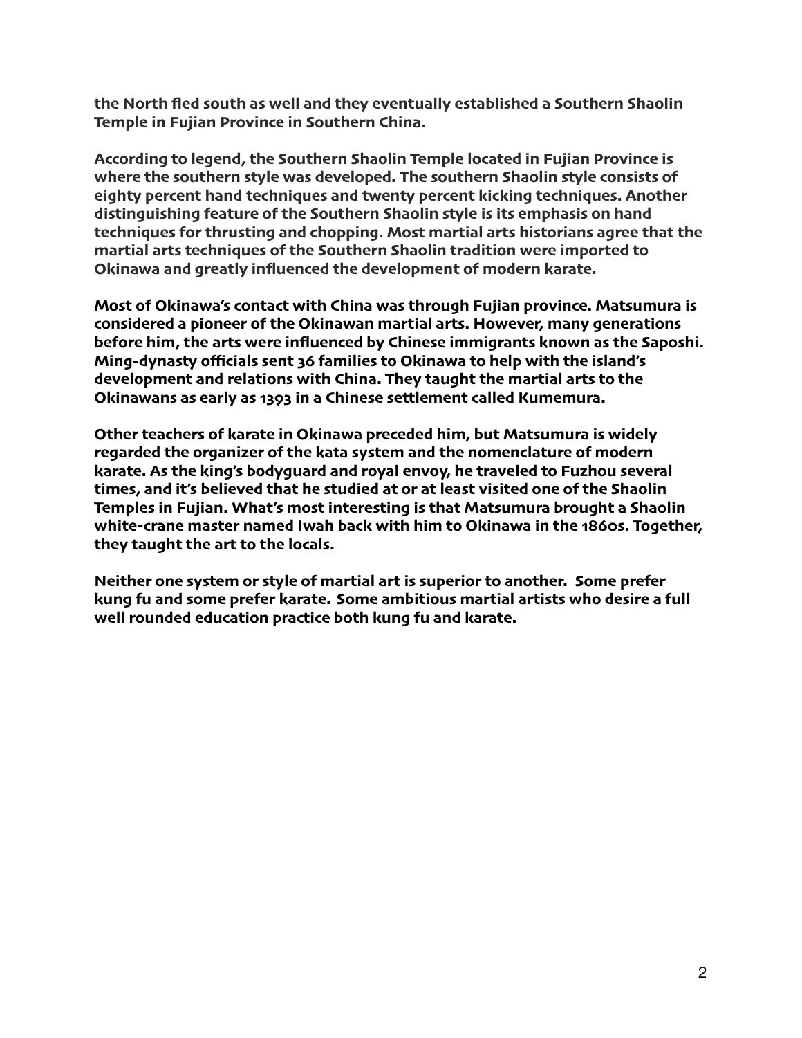**the North fled south as well and they eventually established a Southern Shaolin Temple in Fujian Province in Southern China.**

**According to legend, the Southern Shaolin Temple located in Fujian Province is where the southern style was developed. The southern Shaolin style consists of eighty percent hand techniques and twenty percent kicking techniques. Another distinguishing feature of the Southern Shaolin style is its emphasis on hand techniques for thrusting and chopping. Most martial arts historians agree that the martial arts techniques of the Southern Shaolin tradition were imported to Okinawa and greatly influenced the development of modern karate.**

**Most of Okinawa's contact with China was through Fujian province. Matsumura is considered a pioneer of the Okinawan martial arts. However, many generations before him, the arts were influenced by Chinese immigrants known as the Saposhi. Ming-dynasty officials sent 36 families to Okinawa to help with the island's development and relations with China. They taught the martial arts to the Okinawans as early as 1393 in a Chinese settlement called Kumemura.**

**Other teachers of karate in Okinawa preceded him, but Matsumura is widely regarded the organizer of the kata system and the nomenclature of modern karate. As the king's bodyguard and royal envoy, he traveled to Fuzhou several times, and it's believed that he studied at or at least visited one of the Shaolin Temples in Fujian. What's most interesting is that Matsumura brought a Shaolin white-crane master named Iwah back with him to Okinawa in the 1860s. Together, they taught the art to the locals.**

**Neither one system or style of martial art is superior to another. Some prefer kung fu and some prefer karate. Some ambitious martial artists who desire a full well rounded education practice both kung fu and karate.**